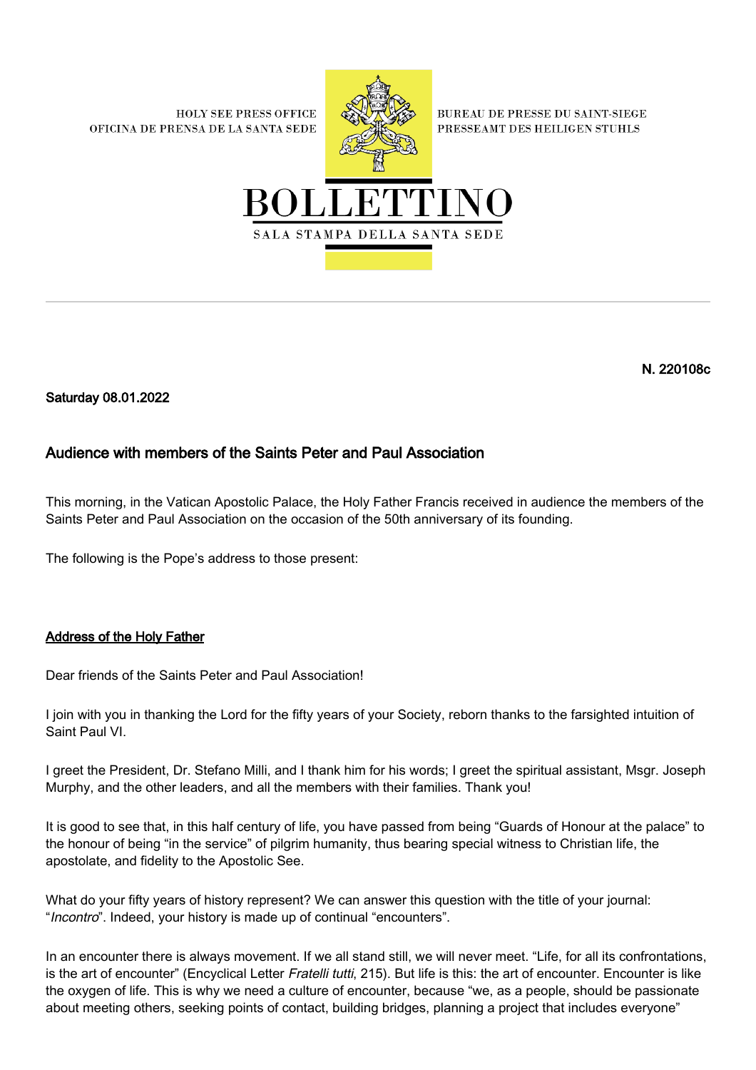HOLY SEE PRESS OFFICE
OFICINA DE PRENSA DE LA SANTA SEDE

BUREAU DE PRESSE DU SAINT-SIEGE
PRESSEAMT DES HEILIGEN STUHLS

# BOLLETTINO

SALA STAMPA DELLA SANTA SEDE

**N. 220108c**

**Saturday 08.01.2022**

## Audience with members of the Saints Peter and Paul Association

This morning, in the Vatican Apostolic Palace, the Holy Father Francis received in audience the members of the Saints Peter and Paul Association on the occasion of the 50th anniversary of its founding.

The following is the Pope's address to those present:

### Address of the Holy Father

Dear friends of the Saints Peter and Paul Association!

I join with you in thanking the Lord for the fifty years of your Society, reborn thanks to the farsighted intuition of Saint Paul VI.

I greet the President, Dr. Stefano Milli, and I thank him for his words; I greet the spiritual assistant, Msgr. Joseph Murphy, and the other leaders, and all the members with their families. Thank you!

It is good to see that, in this half century of life, you have passed from being "Guards of Honour at the palace" to the honour of being "in the service" of pilgrim humanity, thus bearing special witness to Christian life, the apostolate, and fidelity to the Apostolic See.

What do your fifty years of history represent? We can answer this question with the title of your journal: "*Incontro*". Indeed, your history is made up of continual "encounters".

In an encounter there is always movement. If we all stand still, we will never meet. "Life, for all its confrontations, is the art of encounter" (Encyclical Letter *Fratelli tutti*, 215). But life is this: the art of encounter. Encounter is like the oxygen of life. This is why we need a culture of encounter, because "we, as a people, should be passionate about meeting others, seeking points of contact, building bridges, planning a project that includes everyone"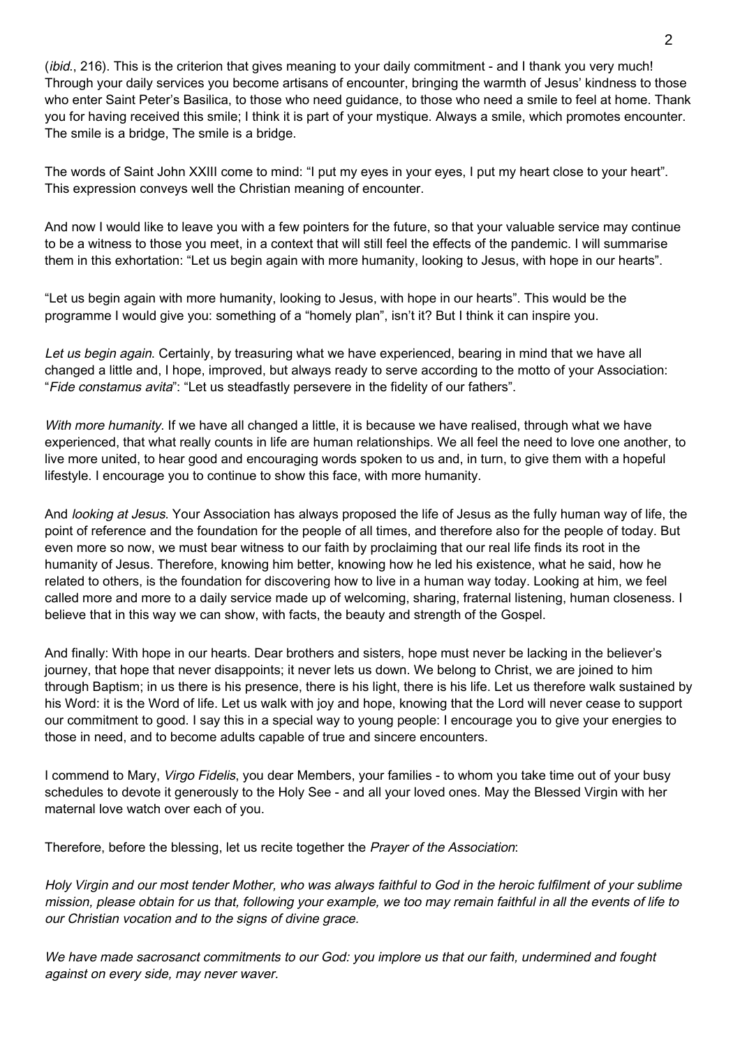(*ibid.*, 216). This is the criterion that gives meaning to your daily commitment - and I thank you very much! Through your daily services you become artisans of encounter, bringing the warmth of Jesus' kindness to those who enter Saint Peter's Basilica, to those who need guidance, to those who need a smile to feel at home. Thank you for having received this smile; I think it is part of your mystique. Always a smile, which promotes encounter. The smile is a bridge, The smile is a bridge.

The words of Saint John XXIII come to mind: "I put my eyes in your eyes, I put my heart close to your heart". This expression conveys well the Christian meaning of encounter.

And now I would like to leave you with a few pointers for the future, so that your valuable service may continue to be a witness to those you meet, in a context that will still feel the effects of the pandemic. I will summarise them in this exhortation: "Let us begin again with more humanity, looking to Jesus, with hope in our hearts".

"Let us begin again with more humanity, looking to Jesus, with hope in our hearts". This would be the programme I would give you: something of a "homely plan", isn't it? But I think it can inspire you.

*Let us begin again*. Certainly, by treasuring what we have experienced, bearing in mind that we have all changed a little and, I hope, improved, but always ready to serve according to the motto of your Association: "*Fide constamus avita*": "Let us steadfastly persevere in the fidelity of our fathers".

*With more humanity*. If we have all changed a little, it is because we have realised, through what we have experienced, that what really counts in life are human relationships. We all feel the need to love one another, to live more united, to hear good and encouraging words spoken to us and, in turn, to give them with a hopeful lifestyle. I encourage you to continue to show this face, with more humanity.

And *looking at Jesus*. Your Association has always proposed the life of Jesus as the fully human way of life, the point of reference and the foundation for the people of all times, and therefore also for the people of today. But even more so now, we must bear witness to our faith by proclaiming that our real life finds its root in the humanity of Jesus. Therefore, knowing him better, knowing how he led his existence, what he said, how he related to others, is the foundation for discovering how to live in a human way today. Looking at him, we feel called more and more to a daily service made up of welcoming, sharing, fraternal listening, human closeness. I believe that in this way we can show, with facts, the beauty and strength of the Gospel.

And finally: With hope in our hearts. Dear brothers and sisters, hope must never be lacking in the believer's journey, that hope that never disappoints; it never lets us down. We belong to Christ, we are joined to him through Baptism; in us there is his presence, there is his light, there is his life. Let us therefore walk sustained by his Word: it is the Word of life. Let us walk with joy and hope, knowing that the Lord will never cease to support our commitment to good. I say this in a special way to young people: I encourage you to give your energies to those in need, and to become adults capable of true and sincere encounters.

I commend to Mary, *Virgo Fidelis*, you dear Members, your families - to whom you take time out of your busy schedules to devote it generously to the Holy See - and all your loved ones. May the Blessed Virgin with her maternal love watch over each of you.

Therefore, before the blessing, let us recite together the *Prayer of the Association*:

*Holy Virgin and our most tender Mother, who was always faithful to God in the heroic fulfilment of your sublime mission, please obtain for us that, following your example, we too may remain faithful in all the events of life to our Christian vocation and to the signs of divine grace.*

*We have made sacrosanct commitments to our God: you implore us that our faith, undermined and fought against on every side, may never waver.*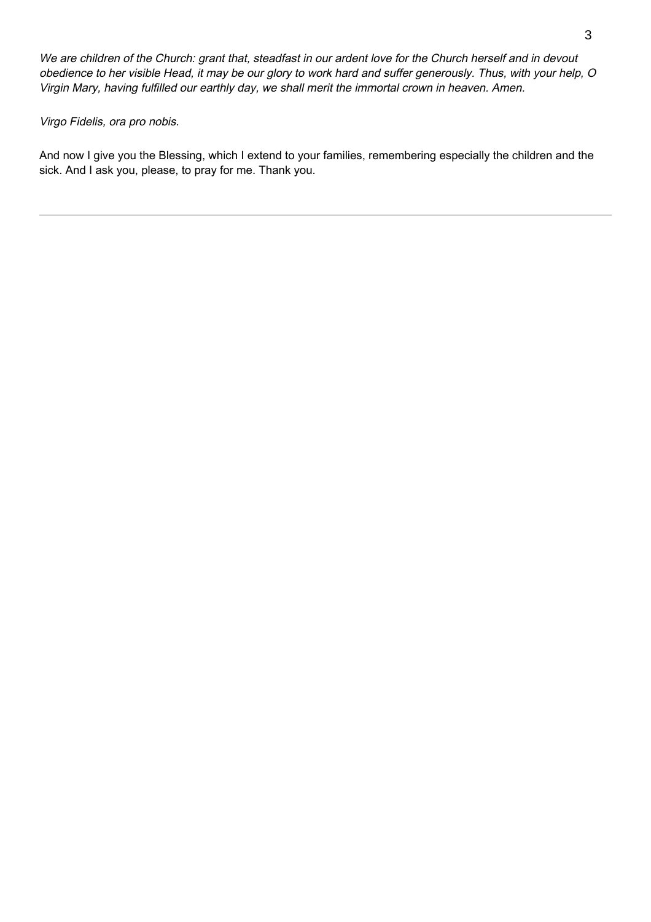*We are children of the Church: grant that, steadfast in our ardent love for the Church herself and in devout obedience to her visible Head, it may be our glory to work hard and suffer generously. Thus, with your help, O Virgin Mary, having fulfilled our earthly day, we shall merit the immortal crown in heaven. Amen.*

*Virgo Fidelis, ora pro nobis.*

And now I give you the Blessing, which I extend to your families, remembering especially the children and the sick. And I ask you, please, to pray for me. Thank you.

---